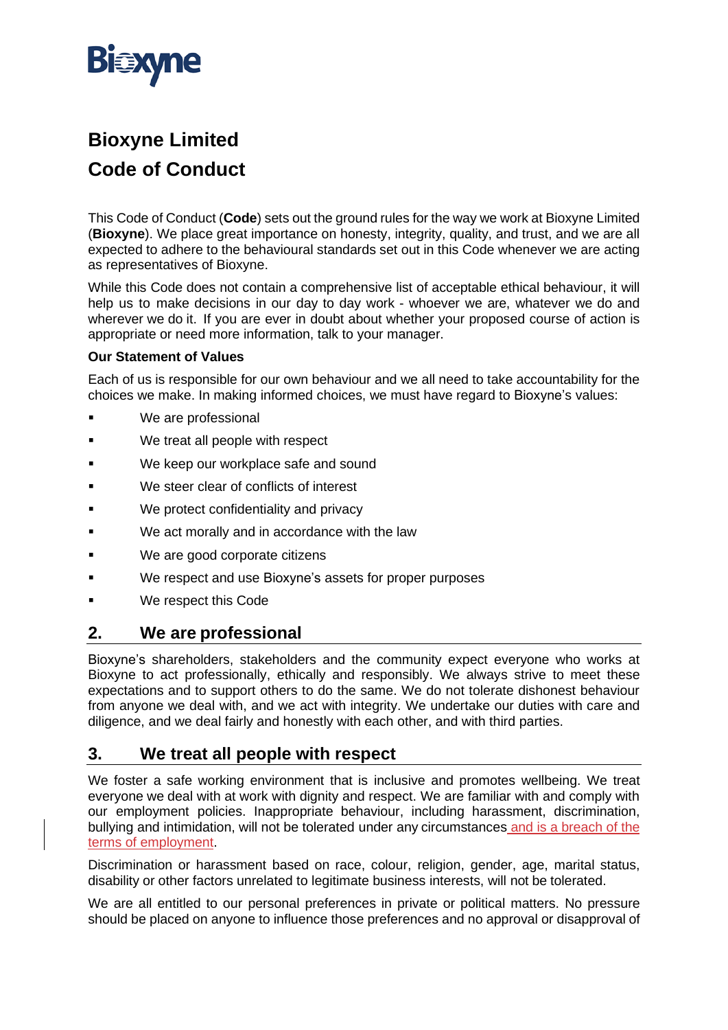Bioxyne

# Bioxyne Limited

# Code of Conduct

This Code of Conduct (**Code**) sets out the ground rules for the way we work at Bioxyne Limited (**Bioxyne**). We place great importance on honesty, integrity, quality, and trust, and we are all expected to adhere to the behavioural standards set out in this Code whenever we are acting as representatives of Bioxyne.

While this Code does not contain a comprehensive list of acceptable ethical behaviour, it will help us to make decisions in our day to day work - whoever we are, whatever we do and wherever we do it. If you are ever in doubt about whether your proposed course of action is appropriate or need more information, talk to your manager.

**Our Statement of Values**

Each of us is responsible for our own behaviour and we all need to take accountability for the choices we make. In making informed choices, we must have regard to Bioxyne's values:

- We are professional
- We treat all people with respect
- We keep our workplace safe and sound
- We steer clear of conflicts of interest
- We protect confidentiality and privacy
- We act morally and in accordance with the law
- We are good corporate citizens
- We respect and use Bioxyne's assets for proper purposes
- We respect this Code

## 2. We are professional

Bioxyne's shareholders, stakeholders and the community expect everyone who works at Bioxyne to act professionally, ethically and responsibly. We always strive to meet these expectations and to support others to do the same. We do not tolerate dishonest behaviour from anyone we deal with, and we act with integrity. We undertake our duties with care and diligence, and we deal fairly and honestly with each other, and with third parties.

## 3. We treat all people with respect

We foster a safe working environment that is inclusive and promotes wellbeing. We treat everyone we deal with at work with dignity and respect. We are familiar with and comply with our employment policies. Inappropriate behaviour, including harassment, discrimination, bullying and intimidation, will not be tolerated under any circumstances and is a breach of the terms of employment.

Discrimination or harassment based on race, colour, religion, gender, age, marital status, disability or other factors unrelated to legitimate business interests, will not be tolerated.

We are all entitled to our personal preferences in private or political matters. No pressure should be placed on anyone to influence those preferences and no approval or disapproval of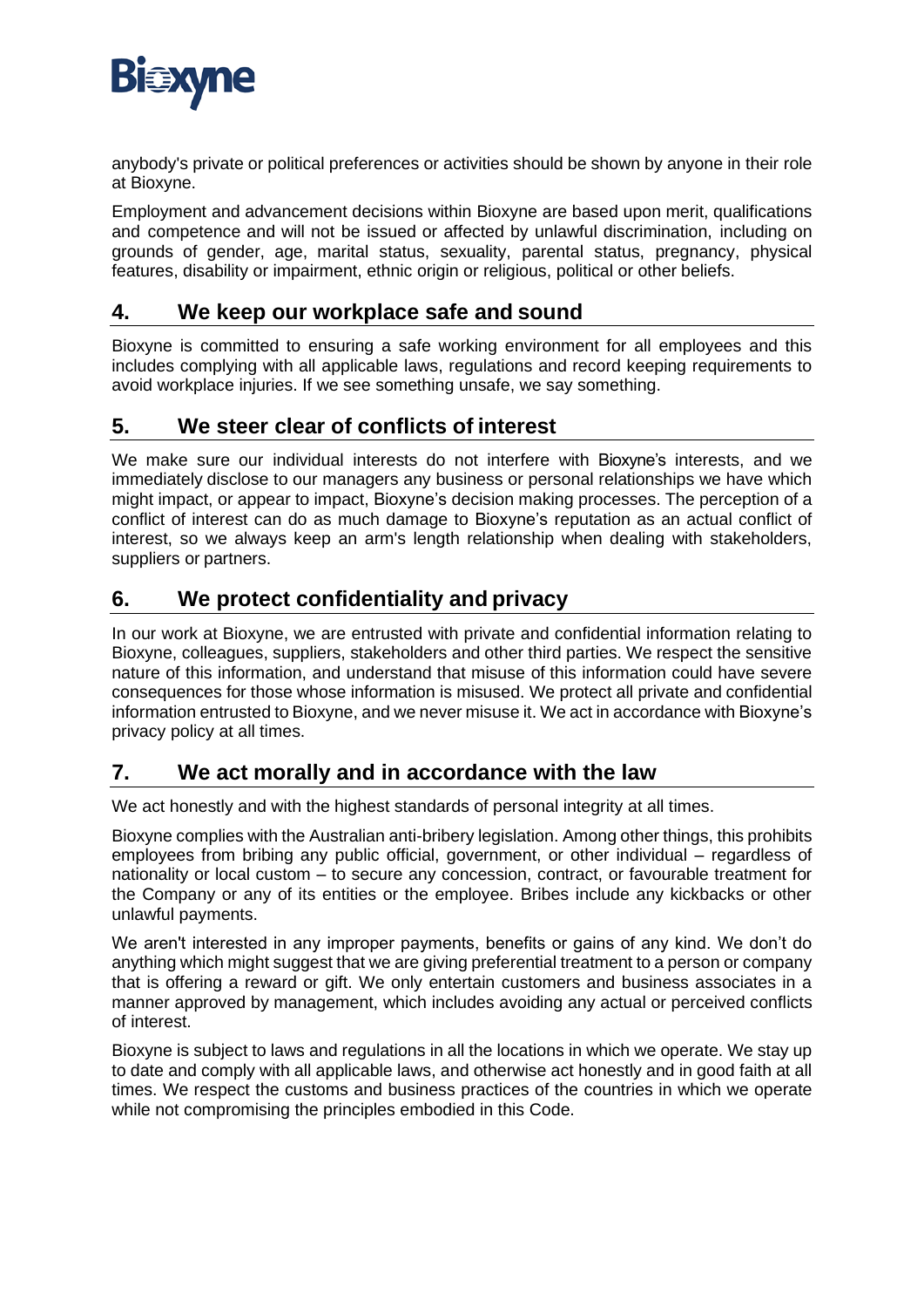anybody's private or political preferences or activities should be shown by anyone in their role at Bioxyne.

Employment and advancement decisions within Bioxyne are based upon merit, qualifications and competence and will not be issued or affected by unlawful discrimination, including on grounds of gender, age, marital status, sexuality, parental status, pregnancy, physical features, disability or impairment, ethnic origin or religious, political or other beliefs.

## 4. We keep our workplace safe and sound

Bioxyne is committed to ensuring a safe working environment for all employees and this includes complying with all applicable laws, regulations and record keeping requirements to avoid workplace injuries. If we see something unsafe, we say something.

## 5. We steer clear of conflicts of interest

We make sure our individual interests do not interfere with Bioxyne's interests, and we immediately disclose to our managers any business or personal relationships we have which might impact, or appear to impact, Bioxyne's decision making processes. The perception of a conflict of interest can do as much damage to Bioxyne's reputation as an actual conflict of interest, so we always keep an arm's length relationship when dealing with stakeholders, suppliers or partners.

## 6. We protect confidentiality and privacy

In our work at Bioxyne, we are entrusted with private and confidential information relating to Bioxyne, colleagues, suppliers, stakeholders and other third parties. We respect the sensitive nature of this information, and understand that misuse of this information could have severe consequences for those whose information is misused. We protect all private and confidential information entrusted to Bioxyne, and we never misuse it. We act in accordance with Bioxyne's privacy policy at all times.

## 7. We act morally and in accordance with the law

We act honestly and with the highest standards of personal integrity at all times.

Bioxyne complies with the Australian anti-bribery legislation. Among other things, this prohibits employees from bribing any public official, government, or other individual – regardless of nationality or local custom – to secure any concession, contract, or favourable treatment for the Company or any of its entities or the employee. Bribes include any kickbacks or other unlawful payments.

We aren't interested in any improper payments, benefits or gains of any kind. We don't do anything which might suggest that we are giving preferential treatment to a person or company that is offering a reward or gift. We only entertain customers and business associates in a manner approved by management, which includes avoiding any actual or perceived conflicts of interest.

Bioxyne is subject to laws and regulations in all the locations in which we operate. We stay up to date and comply with all applicable laws, and otherwise act honestly and in good faith at all times. We respect the customs and business practices of the countries in which we operate while not compromising the principles embodied in this Code.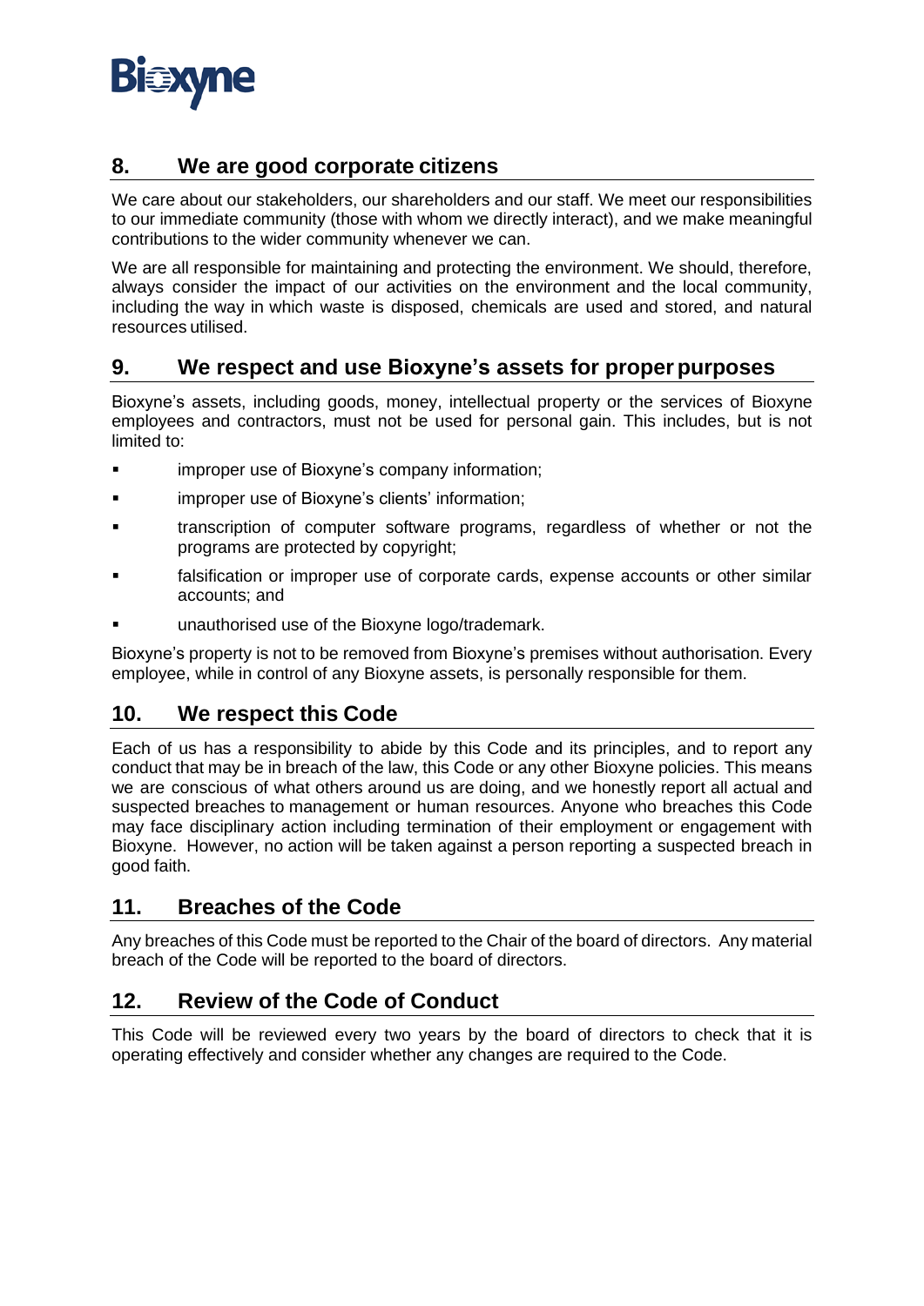## 8. We are good corporate citizens

We care about our stakeholders, our shareholders and our staff. We meet our responsibilities to our immediate community (those with whom we directly interact), and we make meaningful contributions to the wider community whenever we can.

We are all responsible for maintaining and protecting the environment. We should, therefore, always consider the impact of our activities on the environment and the local community, including the way in which waste is disposed, chemicals are used and stored, and natural resources utilised.

## 9. We respect and use Bioxyne's assets for proper purposes

Bioxyne's assets, including goods, money, intellectual property or the services of Bioxyne employees and contractors, must not be used for personal gain. This includes, but is not limited to:

- improper use of Bioxyne's company information;
- improper use of Bioxyne's clients' information;
- transcription of computer software programs, regardless of whether or not the programs are protected by copyright;
- falsification or improper use of corporate cards, expense accounts or other similar accounts; and
- unauthorised use of the Bioxyne logo/trademark.

Bioxyne's property is not to be removed from Bioxyne's premises without authorisation. Every employee, while in control of any Bioxyne assets, is personally responsible for them.

## 10. We respect this Code

Each of us has a responsibility to abide by this Code and its principles, and to report any conduct that may be in breach of the law, this Code or any other Bioxyne policies. This means we are conscious of what others around us are doing, and we honestly report all actual and suspected breaches to management or human resources. Anyone who breaches this Code may face disciplinary action including termination of their employment or engagement with Bioxyne. However, no action will be taken against a person reporting a suspected breach in good faith.

## 11. Breaches of the Code

Any breaches of this Code must be reported to the Chair of the board of directors. Any material breach of the Code will be reported to the board of directors.

## 12. Review of the Code of Conduct

This Code will be reviewed every two years by the board of directors to check that it is operating effectively and consider whether any changes are required to the Code.